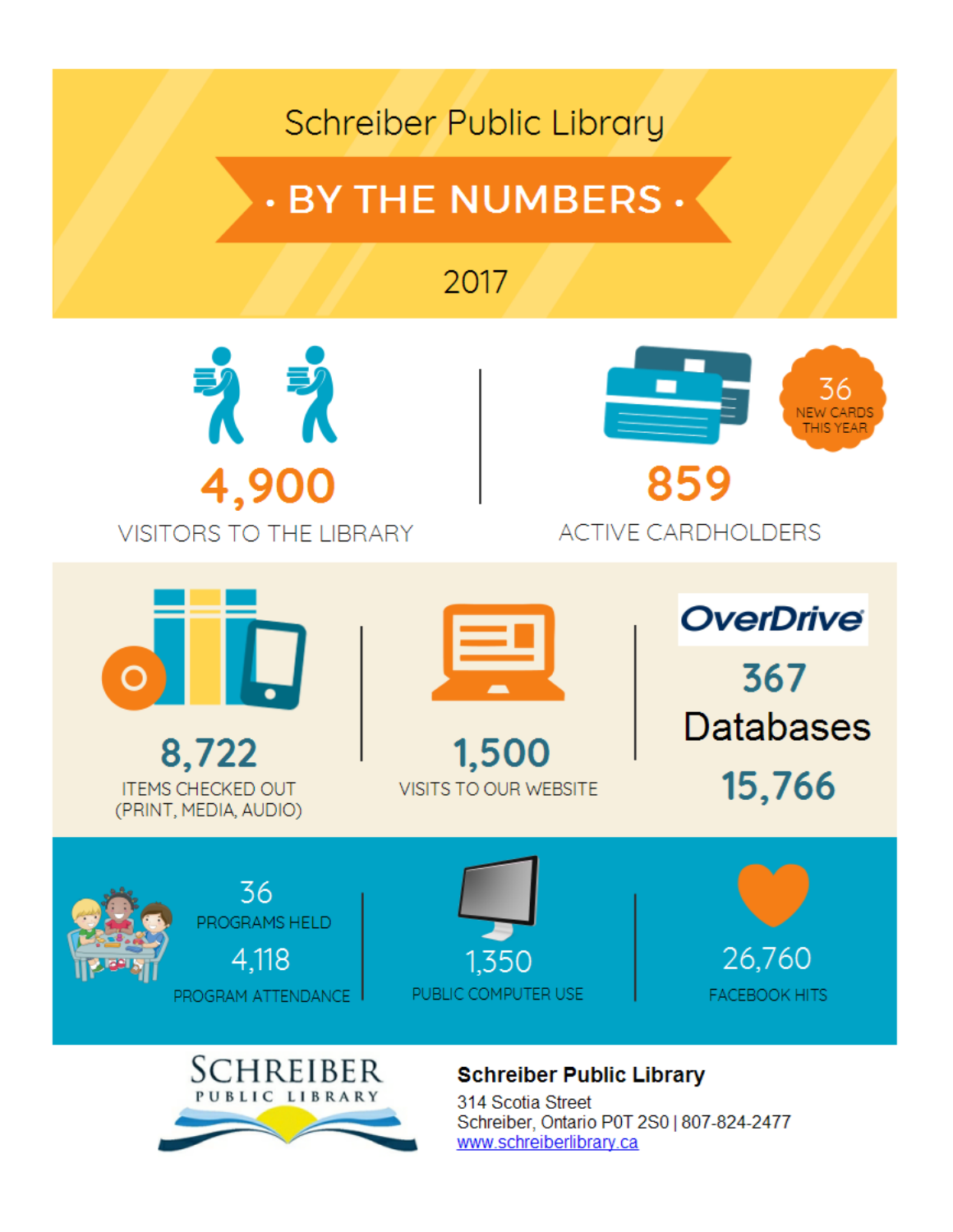# Schreiber Public Library

## · BY THE NUMBERS ·

2017

**4,900**
VISITORS TO THE LIBRARY

**859**
ACTIVE CARDHOLDERS

36
NEW CARDS THIS YEAR

**8,722**
ITEMS CHECKED OUT (PRINT, MEDIA, AUDIO)

**1,500**
VISITS TO OUR WEBSITE

OverDrive

**367**

Databases

**15,766**

36
PROGRAMS HELD

4,118
PROGRAM ATTENDANCE

1,350
PUBLIC COMPUTER USE

26,760
FACEBOOK HITS

SCHREIBER PUBLIC LIBRARY

**Schreiber Public Library**
314 Scotia Street
Schreiber, Ontario P0T 2S0 | 807-824-2477
www.schreiberlibrary.ca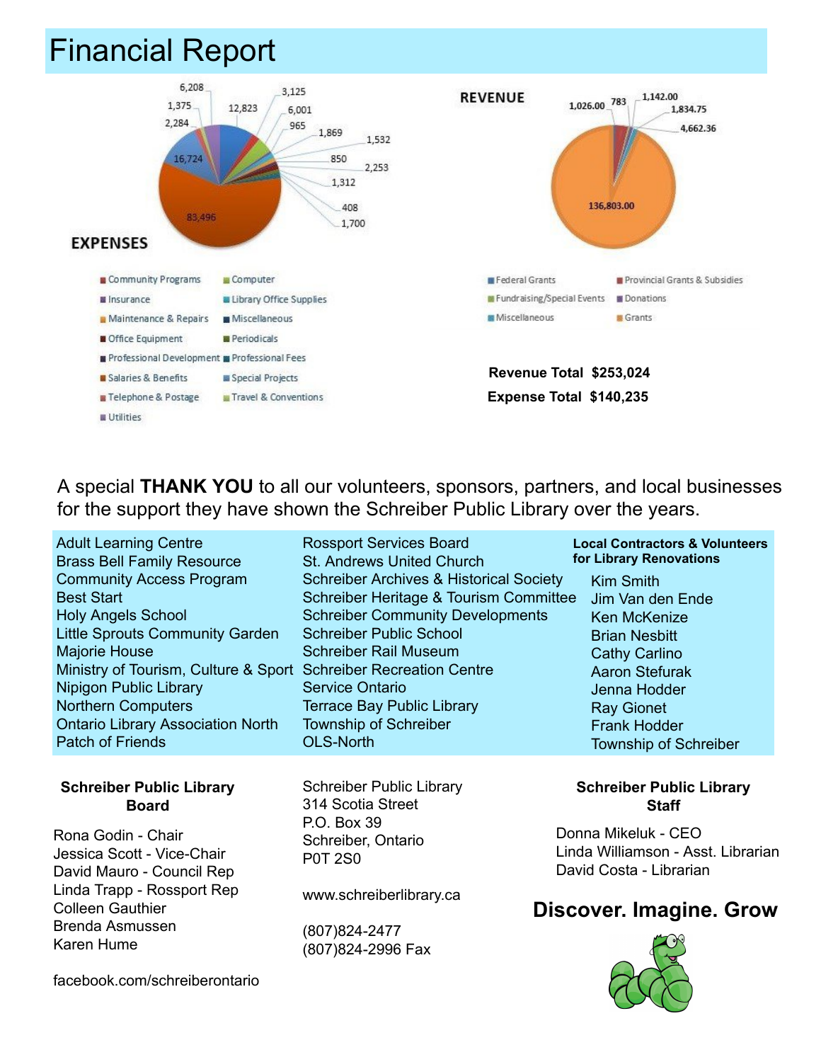# Financial Report

EXPENSES

6,208
1,375
2,284
12,823
3,125
6,001
965
1,869
1,532
850
2,253
1,312
408
1,700
16,724
83,496

Community Programs
Computer
Insurance
Library Office Supplies
Maintenance & Repairs
Miscellaneous
Office Equipment
Periodicals
Professional Development
Professional Fees
Salaries & Benefits
Special Projects
Telephone & Postage
Travel & Conventions
Utilities

REVENUE

1,026.00
783
1,142.00
1,834.75
4,662.36
136,803.00

Federal Grants
Provincial Grants & Subsidies
Fundraising/Special Events
Donations
Miscellaneous
Grants

**Revenue Total $253,024**

**Expense Total $140,235**

A special **THANK YOU** to all our volunteers, sponsors, partners, and local businesses for the support they have shown the Schreiber Public Library over the years.

Adult Learning Centre
Brass Bell Family Resource
Community Access Program
Best Start
Holy Angels School
Little Sprouts Community Garden
Majorie House
Ministry of Tourism, Culture & Sport
Nipigon Public Library
Northern Computers
Ontario Library Association North
Patch of Friends

Rossport Services Board
St. Andrews United Church
Schreiber Archives & Historical Society
Schreiber Heritage & Tourism Committee
Schreiber Community Developments
Schreiber Public School
Schreiber Rail Museum
Schreiber Recreation Centre
Service Ontario
Terrace Bay Public Library
Township of Schreiber
OLS-North

**Local Contractors & Volunteers for Library Renovations**

Kim Smith
Jim Van den Ende
Ken McKenize
Brian Nesbitt
Cathy Carlino
Aaron Stefurak
Jenna Hodder
Ray Gionet
Frank Hodder
Township of Schreiber

**Schreiber Public Library Board**

Rona Godin - Chair
Jessica Scott - Vice-Chair
David Mauro - Council Rep
Linda Trapp - Rossport Rep
Colleen Gauthier
Brenda Asmussen
Karen Hume

facebook.com/schreiberontario

Schreiber Public Library
314 Scotia Street
P.O. Box 39
Schreiber, Ontario
P0T 2S0

www.schreiberlibrary.ca

(807)824-2477
(807)824-2996 Fax

**Schreiber Public Library Staff**

Donna Mikeluk - CEO
Linda Williamson - Asst. Librarian
David Costa - Librarian

**Discover. Imagine. Grow**